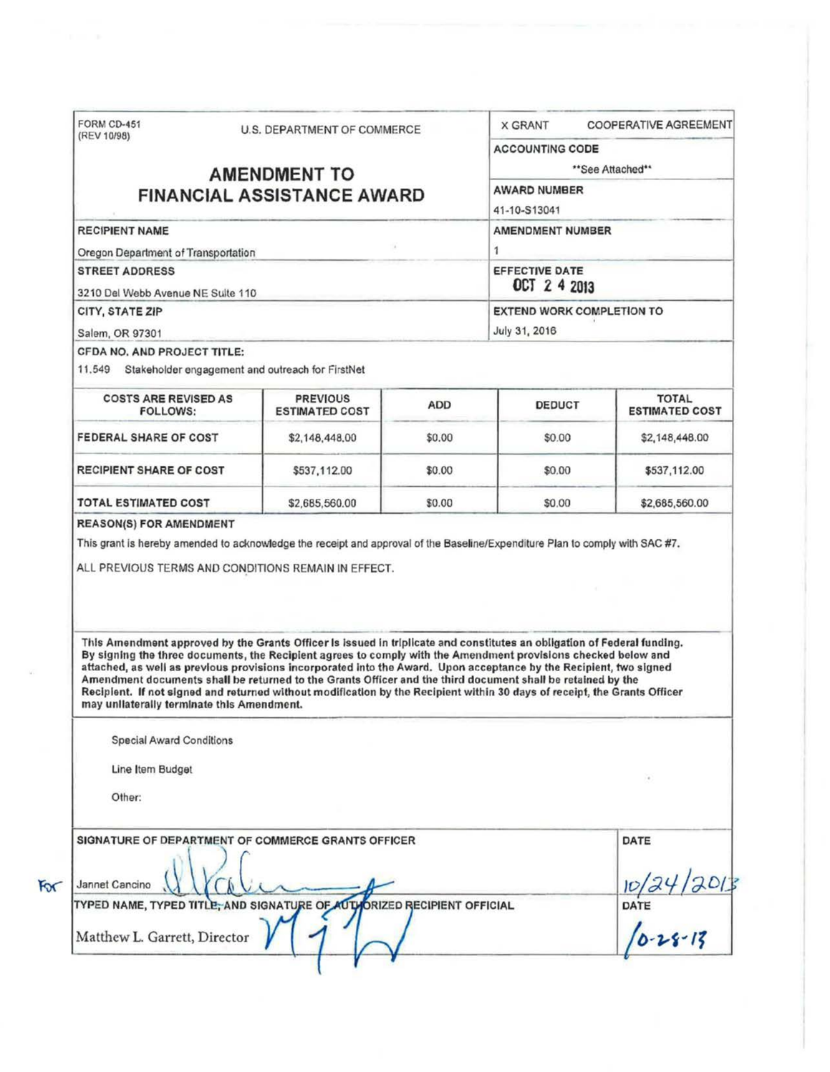FORM CD-451
(REV 10/98)

U.S. DEPARTMENT OF COMMERCE

# AMENDMENT TO FINANCIAL ASSISTANCE AWARD

X GRANT   COOPERATIVE AGREEMENT

**ACCOUNTING CODE**
**See Attached**

**AWARD NUMBER**
41-10-S13041

**RECIPIENT NAME**
Oregon Department of Transportation

**AMENDMENT NUMBER**
1

**STREET ADDRESS**
3210 Del Webb Avenue NE Suite 110

**EFFECTIVE DATE**
OCT 2 4 2013

**CITY, STATE ZIP**
Salem, OR 97301

**EXTEND WORK COMPLETION TO**
July 31, 2016

**CFDA NO. AND PROJECT TITLE:**
11.549 Stakeholder engagement and outreach for FirstNet

| COSTS ARE REVISED AS FOLLOWS: | PREVIOUS ESTIMATED COST | ADD | DEDUCT | TOTAL ESTIMATED COST |
|---|---|---|---|---|
| FEDERAL SHARE OF COST | $2,148,448.00 | $0.00 | $0.00 | $2,148,448.00 |
| RECIPIENT SHARE OF COST | $537,112.00 | $0.00 | $0.00 | $537,112.00 |
| TOTAL ESTIMATED COST | $2,685,560.00 | $0.00 | $0.00 | $2,685,560.00 |

**REASON(S) FOR AMENDMENT**

This grant is hereby amended to acknowledge the receipt and approval of the Baseline/Expenditure Plan to comply with SAC #7.

ALL PREVIOUS TERMS AND CONDITIONS REMAIN IN EFFECT.

**This Amendment approved by the Grants Officer is issued in triplicate and constitutes an obligation of Federal funding. By signing the three documents, the Recipient agrees to comply with the Amendment provisions checked below and attached, as well as previous provisions incorporated into the Award. Upon acceptance by the Recipient, two signed Amendment documents shall be returned to the Grants Officer and the third document shall be retained by the Recipient. If not signed and returned without modification by the Recipient within 30 days of receipt, the Grants Officer may unilaterally terminate this Amendment.**

Special Award Conditions

Line Item Budget

Other:

**SIGNATURE OF DEPARTMENT OF COMMERCE GRANTS OFFICER** | **DATE**

For Jannet Cancino [signature] | 10/24/2013

**TYPED NAME, TYPED TITLE, AND SIGNATURE OF AUTHORIZED RECIPIENT OFFICIAL** | **DATE**

Matthew L. Garrett, Director [signature] | 10-28-13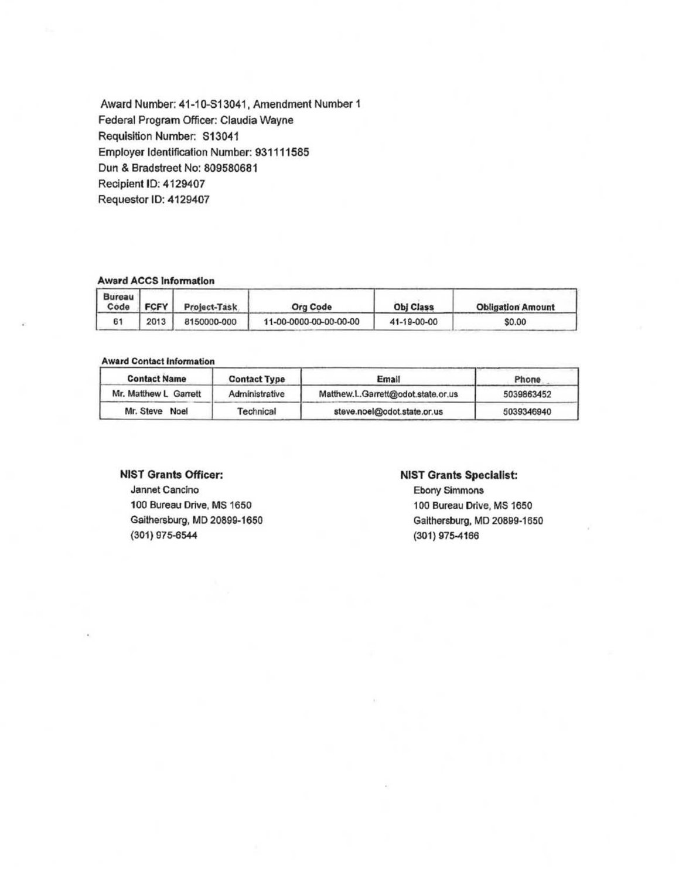Award Number: 41-10-S13041, Amendment Number 1
Federal Program Officer: Claudia Wayne
Requisition Number: S13041
Employer Identification Number: 931111585
Dun & Bradstreet No: 809580681
Recipient ID: 4129407
Requestor ID: 4129407

**Award ACCS Information**

| Bureau Code | FCFY | Project-Task | Org Code | Obj Class | Obligation Amount |
|---|---|---|---|---|---|
| 61 | 2013 | 8150000-000 | 11-00-0000-00-00-00-00 | 41-19-00-00 | $0.00 |

**Award Contact Information**

| Contact Name | Contact Type | Email | Phone |
|---|---|---|---|
| Mr. Matthew L Garrett | Administrative | Matthew.L.Garrett@odot.state.or.us | 5039863452 |
| Mr. Steve Noel | Technical | steve.noel@odot.state.or.us | 5039346940 |

**NIST Grants Officer:**

Jannet Cancino
100 Bureau Drive, MS 1650
Gaithersburg, MD 20899-1650
(301) 975-6544

**NIST Grants Specialist:**

Ebony Simmons
100 Bureau Drive, MS 1650
Gaithersburg, MD 20899-1650
(301) 975-4166